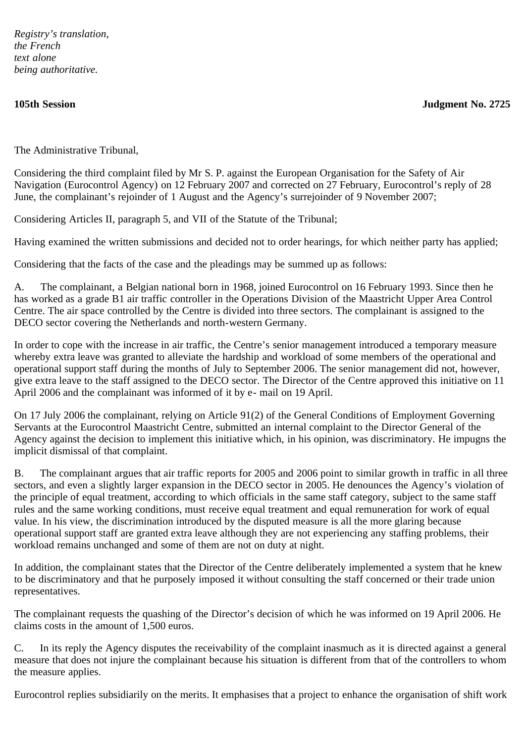*Registry's translation,*
*the French*
*text alone*
*being authoritative.*

**105th Session** **Judgment No. 2725**

The Administrative Tribunal,

Considering the third complaint filed by Mr S. P. against the European Organisation for the Safety of Air Navigation (Eurocontrol Agency) on 12 February 2007 and corrected on 27 February, Eurocontrol's reply of 28 June, the complainant's rejoinder of 1 August and the Agency's surrejoinder of 9 November 2007;

Considering Articles II, paragraph 5, and VII of the Statute of the Tribunal;

Having examined the written submissions and decided not to order hearings, for which neither party has applied;

Considering that the facts of the case and the pleadings may be summed up as follows:

A. The complainant, a Belgian national born in 1968, joined Eurocontrol on 16 February 1993. Since then he has worked as a grade B1 air traffic controller in the Operations Division of the Maastricht Upper Area Control Centre. The air space controlled by the Centre is divided into three sectors. The complainant is assigned to the DECO sector covering the Netherlands and north-western Germany.

In order to cope with the increase in air traffic, the Centre's senior management introduced a temporary measure whereby extra leave was granted to alleviate the hardship and workload of some members of the operational and operational support staff during the months of July to September 2006. The senior management did not, however, give extra leave to the staff assigned to the DECO sector. The Director of the Centre approved this initiative on 11 April 2006 and the complainant was informed of it by e- mail on 19 April.

On 17 July 2006 the complainant, relying on Article 91(2) of the General Conditions of Employment Governing Servants at the Eurocontrol Maastricht Centre, submitted an internal complaint to the Director General of the Agency against the decision to implement this initiative which, in his opinion, was discriminatory. He impugns the implicit dismissal of that complaint.

B. The complainant argues that air traffic reports for 2005 and 2006 point to similar growth in traffic in all three sectors, and even a slightly larger expansion in the DECO sector in 2005. He denounces the Agency's violation of the principle of equal treatment, according to which officials in the same staff category, subject to the same staff rules and the same working conditions, must receive equal treatment and equal remuneration for work of equal value. In his view, the discrimination introduced by the disputed measure is all the more glaring because operational support staff are granted extra leave although they are not experiencing any staffing problems, their workload remains unchanged and some of them are not on duty at night.

In addition, the complainant states that the Director of the Centre deliberately implemented a system that he knew to be discriminatory and that he purposely imposed it without consulting the staff concerned or their trade union representatives.

The complainant requests the quashing of the Director's decision of which he was informed on 19 April 2006. He claims costs in the amount of 1,500 euros.

C. In its reply the Agency disputes the receivability of the complaint inasmuch as it is directed against a general measure that does not injure the complainant because his situation is different from that of the controllers to whom the measure applies.

Eurocontrol replies subsidiarily on the merits. It emphasises that a project to enhance the organisation of shift work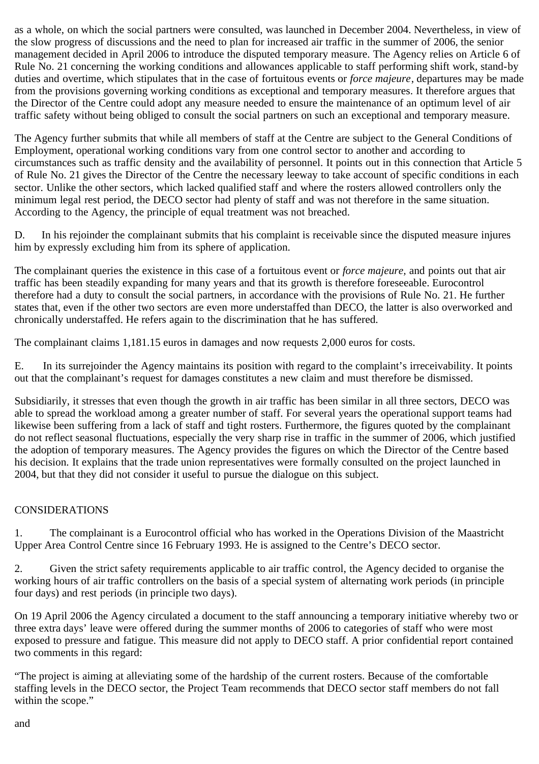as a whole, on which the social partners were consulted, was launched in December 2004. Nevertheless, in view of the slow progress of discussions and the need to plan for increased air traffic in the summer of 2006, the senior management decided in April 2006 to introduce the disputed temporary measure. The Agency relies on Article 6 of Rule No. 21 concerning the working conditions and allowances applicable to staff performing shift work, stand-by duties and overtime, which stipulates that in the case of fortuitous events or *force majeure*, departures may be made from the provisions governing working conditions as exceptional and temporary measures. It therefore argues that the Director of the Centre could adopt any measure needed to ensure the maintenance of an optimum level of air traffic safety without being obliged to consult the social partners on such an exceptional and temporary measure.

The Agency further submits that while all members of staff at the Centre are subject to the General Conditions of Employment, operational working conditions vary from one control sector to another and according to circumstances such as traffic density and the availability of personnel. It points out in this connection that Article 5 of Rule No. 21 gives the Director of the Centre the necessary leeway to take account of specific conditions in each sector. Unlike the other sectors, which lacked qualified staff and where the rosters allowed controllers only the minimum legal rest period, the DECO sector had plenty of staff and was not therefore in the same situation. According to the Agency, the principle of equal treatment was not breached.

D. In his rejoinder the complainant submits that his complaint is receivable since the disputed measure injures him by expressly excluding him from its sphere of application.

The complainant queries the existence in this case of a fortuitous event or *force majeure,* and points out that air traffic has been steadily expanding for many years and that its growth is therefore foreseeable. Eurocontrol therefore had a duty to consult the social partners, in accordance with the provisions of Rule No. 21. He further states that, even if the other two sectors are even more understaffed than DECO, the latter is also overworked and chronically understaffed. He refers again to the discrimination that he has suffered.

The complainant claims 1,181.15 euros in damages and now requests 2,000 euros for costs.

E. In its surrejoinder the Agency maintains its position with regard to the complaint's irreceivability. It points out that the complainant's request for damages constitutes a new claim and must therefore be dismissed.

Subsidiarily, it stresses that even though the growth in air traffic has been similar in all three sectors, DECO was able to spread the workload among a greater number of staff. For several years the operational support teams had likewise been suffering from a lack of staff and tight rosters. Furthermore, the figures quoted by the complainant do not reflect seasonal fluctuations, especially the very sharp rise in traffic in the summer of 2006, which justified the adoption of temporary measures. The Agency provides the figures on which the Director of the Centre based his decision. It explains that the trade union representatives were formally consulted on the project launched in 2004, but that they did not consider it useful to pursue the dialogue on this subject.

CONSIDERATIONS

1. The complainant is a Eurocontrol official who has worked in the Operations Division of the Maastricht Upper Area Control Centre since 16 February 1993. He is assigned to the Centre's DECO sector.

2. Given the strict safety requirements applicable to air traffic control, the Agency decided to organise the working hours of air traffic controllers on the basis of a special system of alternating work periods (in principle four days) and rest periods (in principle two days).

On 19 April 2006 the Agency circulated a document to the staff announcing a temporary initiative whereby two or three extra days' leave were offered during the summer months of 2006 to categories of staff who were most exposed to pressure and fatigue. This measure did not apply to DECO staff. A prior confidential report contained two comments in this regard:

"The project is aiming at alleviating some of the hardship of the current rosters. Because of the comfortable staffing levels in the DECO sector, the Project Team recommends that DECO sector staff members do not fall within the scope."

and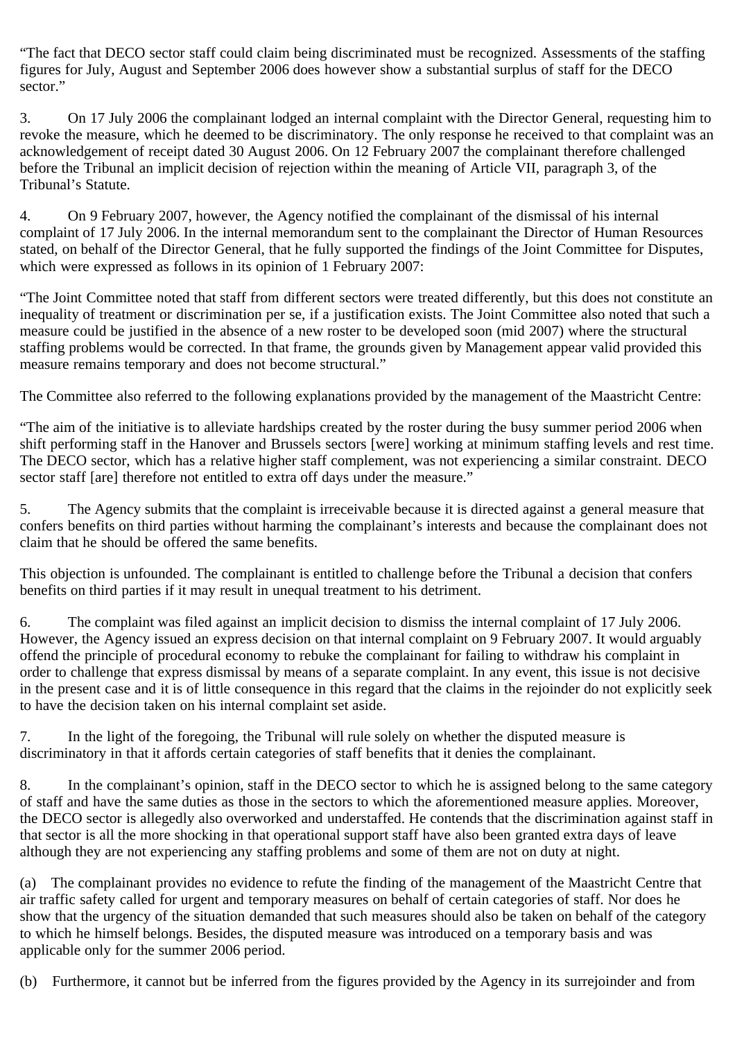"The fact that DECO sector staff could claim being discriminated must be recognized. Assessments of the staffing figures for July, August and September 2006 does however show a substantial surplus of staff for the DECO sector."

3. On 17 July 2006 the complainant lodged an internal complaint with the Director General, requesting him to revoke the measure, which he deemed to be discriminatory. The only response he received to that complaint was an acknowledgement of receipt dated 30 August 2006. On 12 February 2007 the complainant therefore challenged before the Tribunal an implicit decision of rejection within the meaning of Article VII, paragraph 3, of the Tribunal's Statute.

4. On 9 February 2007, however, the Agency notified the complainant of the dismissal of his internal complaint of 17 July 2006. In the internal memorandum sent to the complainant the Director of Human Resources stated, on behalf of the Director General, that he fully supported the findings of the Joint Committee for Disputes, which were expressed as follows in its opinion of 1 February 2007:

"The Joint Committee noted that staff from different sectors were treated differently, but this does not constitute an inequality of treatment or discrimination per se, if a justification exists. The Joint Committee also noted that such a measure could be justified in the absence of a new roster to be developed soon (mid 2007) where the structural staffing problems would be corrected. In that frame, the grounds given by Management appear valid provided this measure remains temporary and does not become structural."

The Committee also referred to the following explanations provided by the management of the Maastricht Centre:

"The aim of the initiative is to alleviate hardships created by the roster during the busy summer period 2006 when shift performing staff in the Hanover and Brussels sectors [were] working at minimum staffing levels and rest time. The DECO sector, which has a relative higher staff complement, was not experiencing a similar constraint. DECO sector staff [are] therefore not entitled to extra off days under the measure."

5. The Agency submits that the complaint is irreceivable because it is directed against a general measure that confers benefits on third parties without harming the complainant's interests and because the complainant does not claim that he should be offered the same benefits.

This objection is unfounded. The complainant is entitled to challenge before the Tribunal a decision that confers benefits on third parties if it may result in unequal treatment to his detriment.

6. The complaint was filed against an implicit decision to dismiss the internal complaint of 17 July 2006. However, the Agency issued an express decision on that internal complaint on 9 February 2007. It would arguably offend the principle of procedural economy to rebuke the complainant for failing to withdraw his complaint in order to challenge that express dismissal by means of a separate complaint. In any event, this issue is not decisive in the present case and it is of little consequence in this regard that the claims in the rejoinder do not explicitly seek to have the decision taken on his internal complaint set aside.

7. In the light of the foregoing, the Tribunal will rule solely on whether the disputed measure is discriminatory in that it affords certain categories of staff benefits that it denies the complainant.

8. In the complainant's opinion, staff in the DECO sector to which he is assigned belong to the same category of staff and have the same duties as those in the sectors to which the aforementioned measure applies. Moreover, the DECO sector is allegedly also overworked and understaffed. He contends that the discrimination against staff in that sector is all the more shocking in that operational support staff have also been granted extra days of leave although they are not experiencing any staffing problems and some of them are not on duty at night.

(a) The complainant provides no evidence to refute the finding of the management of the Maastricht Centre that air traffic safety called for urgent and temporary measures on behalf of certain categories of staff. Nor does he show that the urgency of the situation demanded that such measures should also be taken on behalf of the category to which he himself belongs. Besides, the disputed measure was introduced on a temporary basis and was applicable only for the summer 2006 period.

(b) Furthermore, it cannot but be inferred from the figures provided by the Agency in its surrejoinder and from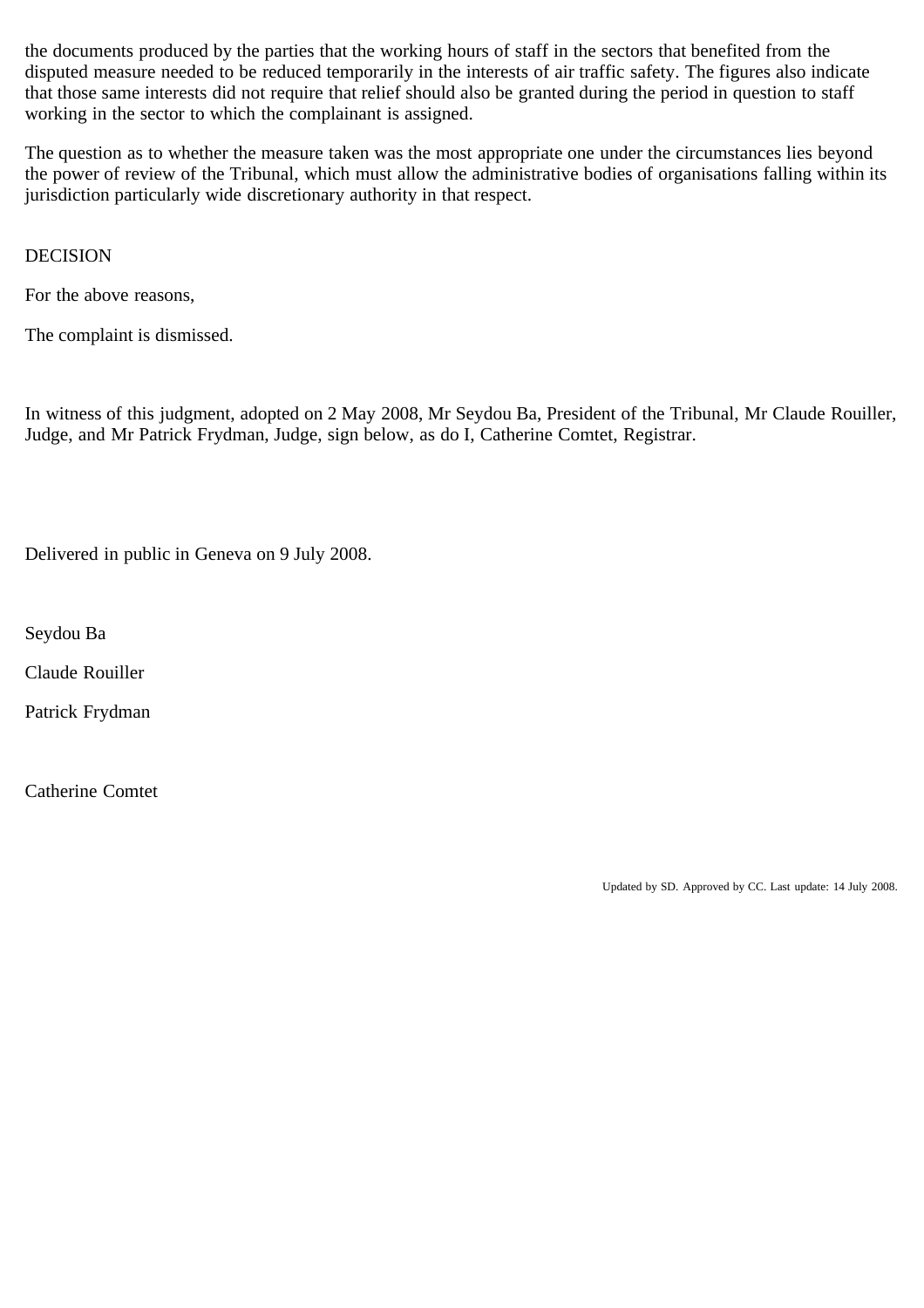the documents produced by the parties that the working hours of staff in the sectors that benefited from the disputed measure needed to be reduced temporarily in the interests of air traffic safety. The figures also indicate that those same interests did not require that relief should also be granted during the period in question to staff working in the sector to which the complainant is assigned.

The question as to whether the measure taken was the most appropriate one under the circumstances lies beyond the power of review of the Tribunal, which must allow the administrative bodies of organisations falling within its jurisdiction particularly wide discretionary authority in that respect.

DECISION

For the above reasons,

The complaint is dismissed.

In witness of this judgment, adopted on 2 May 2008, Mr Seydou Ba, President of the Tribunal, Mr Claude Rouiller, Judge, and Mr Patrick Frydman, Judge, sign below, as do I, Catherine Comtet, Registrar.

Delivered in public in Geneva on 9 July 2008.

Seydou Ba

Claude Rouiller

Patrick Frydman

Catherine Comtet

Updated by SD. Approved by CC. Last update: 14 July 2008.